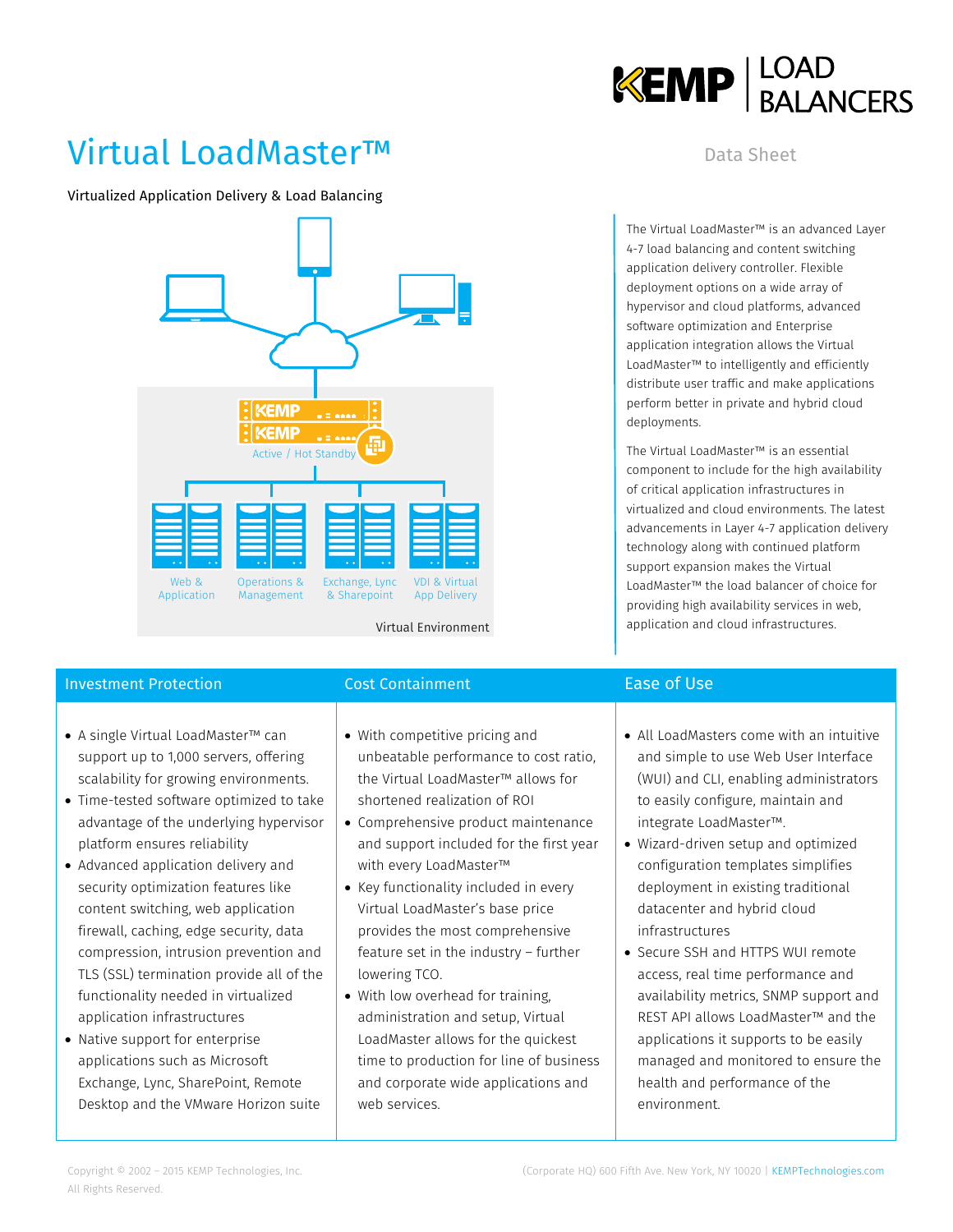# Virtual LoadMaster™

Data Sheet

Virtualized Application Delivery & Load Balancing

Active / Hot Standby

Web & Application | Operations & Management | Exchange, Lync & Sharepoint | VDI & Virtual App Delivery

Virtual Environment

The Virtual LoadMaster™ is an advanced Layer 4-7 load balancing and content switching application delivery controller. Flexible deployment options on a wide array of hypervisor and cloud platforms, advanced software optimization and Enterprise application integration allows the Virtual LoadMaster™ to intelligently and efficiently distribute user traffic and make applications perform better in private and hybrid cloud deployments.

The Virtual LoadMaster™ is an essential component to include for the high availability of critical application infrastructures in virtualized and cloud environments. The latest advancements in Layer 4-7 application delivery technology along with continued platform support expansion makes the Virtual LoadMaster™ the load balancer of choice for providing high availability services in web, application and cloud infrastructures.

## Investment Protection

- A single Virtual LoadMaster™ can support up to 1,000 servers, offering scalability for growing environments.
- Time-tested software optimized to take advantage of the underlying hypervisor platform ensures reliability
- Advanced application delivery and security optimization features like content switching, web application firewall, caching, edge security, data compression, intrusion prevention and TLS (SSL) termination provide all of the functionality needed in virtualized application infrastructures
- Native support for enterprise applications such as Microsoft Exchange, Lync, SharePoint, Remote Desktop and the VMware Horizon suite

## Cost Containment

- With competitive pricing and unbeatable performance to cost ratio, the Virtual LoadMaster™ allows for shortened realization of ROI
- Comprehensive product maintenance and support included for the first year with every LoadMaster™
- Key functionality included in every Virtual LoadMaster's base price provides the most comprehensive feature set in the industry – further lowering TCO.
- With low overhead for training, administration and setup, Virtual LoadMaster allows for the quickest time to production for line of business and corporate wide applications and web services.

## Ease of Use

- All LoadMasters come with an intuitive and simple to use Web User Interface (WUI) and CLI, enabling administrators to easily configure, maintain and integrate LoadMaster™.
- Wizard-driven setup and optimized configuration templates simplifies deployment in existing traditional datacenter and hybrid cloud infrastructures
- Secure SSH and HTTPS WUI remote access, real time performance and availability metrics, SNMP support and REST API allows LoadMaster™ and the applications it supports to be easily managed and monitored to ensure the health and performance of the environment.

Copyright © 2002 – 2015 KEMP Technologies, Inc. All Rights Reserved.

(Corporate HQ) 600 Fifth Ave. New York, NY 10020 | KEMPTechnologies.com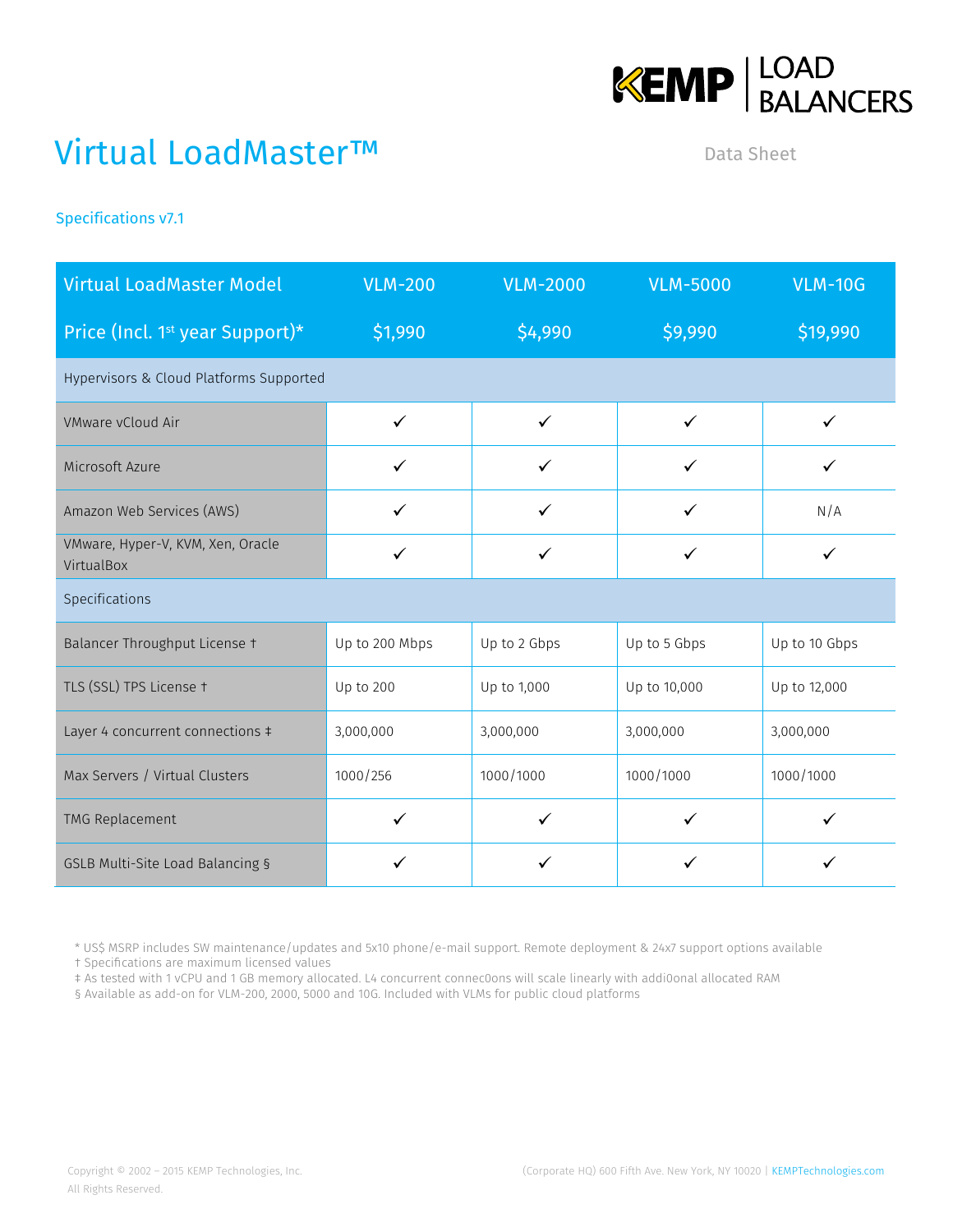KEMP | LOAD BALANCERS

# Virtual LoadMaster™

Data Sheet

## Specifications v7.1

| Virtual LoadMaster Model | VLM-200 | VLM-2000 | VLM-5000 | VLM-10G |
|---|---|---|---|---|
| Price (Incl. 1st year Support)* | $1,990 | $4,990 | $9,990 | $19,990 |
| **Hypervisors & Cloud Platforms Supported** | | | | |
| VMware vCloud Air | ✓ | ✓ | ✓ | ✓ |
| Microsoft Azure | ✓ | ✓ | ✓ | ✓ |
| Amazon Web Services (AWS) | ✓ | ✓ | ✓ | N/A |
| VMware, Hyper-V, KVM, Xen, Oracle VirtualBox | ✓ | ✓ | ✓ | ✓ |
| **Specifications** | | | | |
| Balancer Throughput License † | Up to 200 Mbps | Up to 2 Gbps | Up to 5 Gbps | Up to 10 Gbps |
| TLS (SSL) TPS License † | Up to 200 | Up to 1,000 | Up to 10,000 | Up to 12,000 |
| Layer 4 concurrent connections ‡ | 3,000,000 | 3,000,000 | 3,000,000 | 3,000,000 |
| Max Servers / Virtual Clusters | 1000/256 | 1000/1000 | 1000/1000 | 1000/1000 |
| TMG Replacement | ✓ | ✓ | ✓ | ✓ |
| GSLB Multi-Site Load Balancing § | ✓ | ✓ | ✓ | ✓ |

* US$ MSRP includes SW maintenance/updates and 5x10 phone/e-mail support. Remote deployment & 24x7 support options available
† Specifications are maximum licensed values
‡ As tested with 1 vCPU and 1 GB memory allocated. L4 concurrent connec0ons will scale linearly with addi0onal allocated RAM
§ Available as add-on for VLM-200, 2000, 5000 and 10G. Included with VLMs for public cloud platforms

Copyright © 2002 – 2015 KEMP Technologies, Inc.
All Rights Reserved.

(Corporate HQ) 600 Fifth Ave. New York, NY 10020 | KEMPTechnologies.com